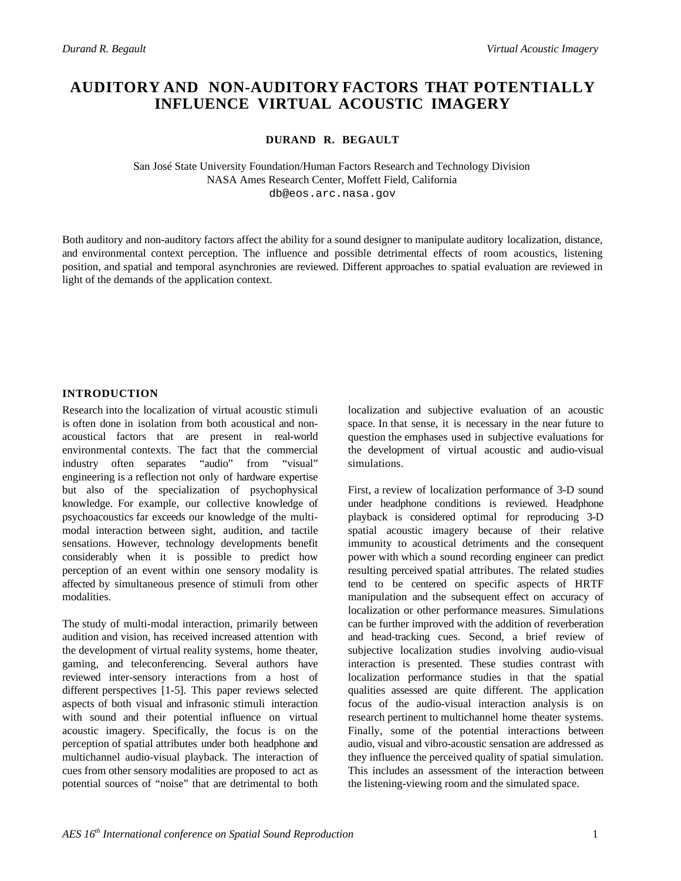# AUDITORY AND NON-AUDITORY FACTORS THAT POTENTIALLY INFLUENCE VIRTUAL ACOUSTIC IMAGERY

**DURAND R. BEGAULT**

San José State University Foundation/Human Factors Research and Technology Division
NASA Ames Research Center, Moffett Field, California
db@eos.arc.nasa.gov

Both auditory and non-auditory factors affect the ability for a sound designer to manipulate auditory localization, distance, and environmental context perception. The influence and possible detrimental effects of room acoustics, listening position, and spatial and temporal asynchronies are reviewed. Different approaches to spatial evaluation are reviewed in light of the demands of the application context.

## INTRODUCTION

Research into the localization of virtual acoustic stimuli is often done in isolation from both acoustical and non-acoustical factors that are present in real-world environmental contexts. The fact that the commercial industry often separates "audio" from "visual" engineering is a reflection not only of hardware expertise but also of the specialization of psychophysical knowledge. For example, our collective knowledge of psychoacoustics far exceeds our knowledge of the multi-modal interaction between sight, audition, and tactile sensations. However, technology developments benefit considerably when it is possible to predict how perception of an event within one sensory modality is affected by simultaneous presence of stimuli from other modalities.

The study of multi-modal interaction, primarily between audition and vision, has received increased attention with the development of virtual reality systems, home theater, gaming, and teleconferencing. Several authors have reviewed inter-sensory interactions from a host of different perspectives [1-5]. This paper reviews selected aspects of both visual and infrasonic stimuli interaction with sound and their potential influence on virtual acoustic imagery. Specifically, the focus is on the perception of spatial attributes under both headphone and multichannel audio-visual playback. The interaction of cues from other sensory modalities are proposed to act as potential sources of "noise" that are detrimental to both localization and subjective evaluation of an acoustic space. In that sense, it is necessary in the near future to question the emphases used in subjective evaluations for the development of virtual acoustic and audio-visual simulations.

First, a review of localization performance of 3-D sound under headphone conditions is reviewed. Headphone playback is considered optimal for reproducing 3-D spatial acoustic imagery because of their relative immunity to acoustical detriments and the consequent power with which a sound recording engineer can predict resulting perceived spatial attributes. The related studies tend to be centered on specific aspects of HRTF manipulation and the subsequent effect on accuracy of localization or other performance measures. Simulations can be further improved with the addition of reverberation and head-tracking cues. Second, a brief review of subjective localization studies involving audio-visual interaction is presented. These studies contrast with localization performance studies in that the spatial qualities assessed are quite different. The application focus of the audio-visual interaction analysis is on research pertinent to multichannel home theater systems. Finally, some of the potential interactions between audio, visual and vibro-acoustic sensation are addressed as they influence the perceived quality of spatial simulation. This includes an assessment of the interaction between the listening-viewing room and the simulated space.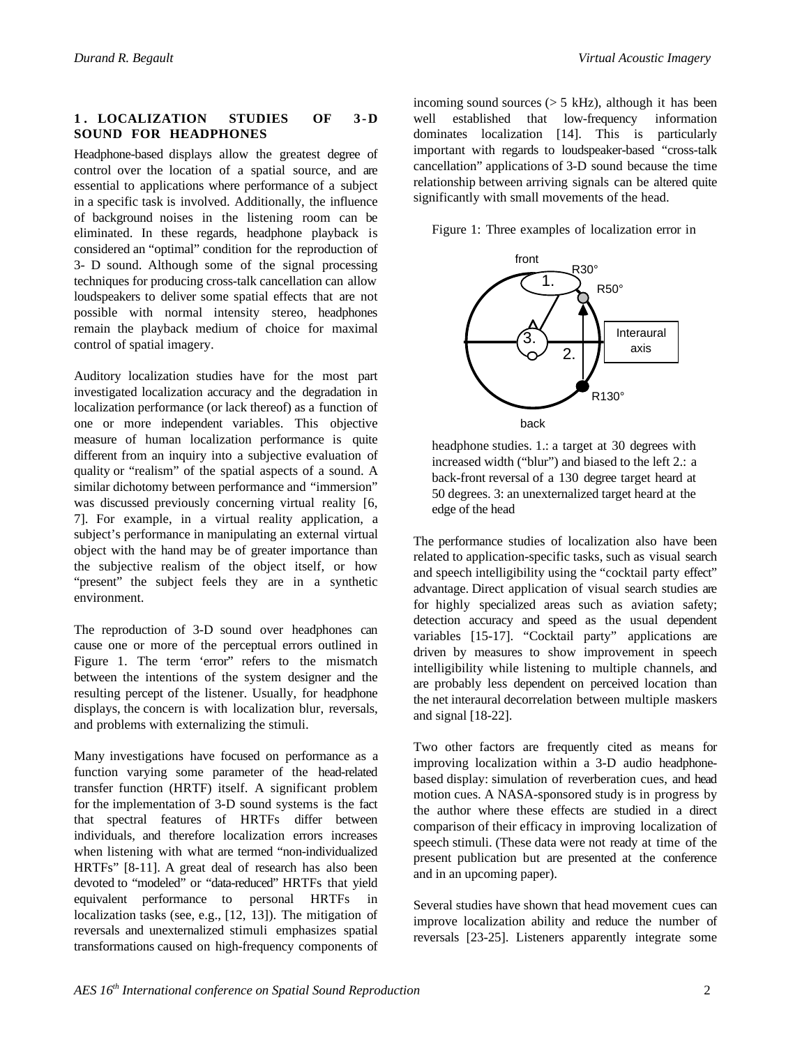## 1. LOCALIZATION STUDIES OF 3-D SOUND FOR HEADPHONES

Headphone-based displays allow the greatest degree of control over the location of a spatial source, and are essential to applications where performance of a subject in a specific task is involved. Additionally, the influence of background noises in the listening room can be eliminated. In these regards, headphone playback is considered an "optimal" condition for the reproduction of 3- D sound. Although some of the signal processing techniques for producing cross-talk cancellation can allow loudspeakers to deliver some spatial effects that are not possible with normal intensity stereo, headphones remain the playback medium of choice for maximal control of spatial imagery.

Auditory localization studies have for the most part investigated localization accuracy and the degradation in localization performance (or lack thereof) as a function of one or more independent variables. This objective measure of human localization performance is quite different from an inquiry into a subjective evaluation of quality or "realism" of the spatial aspects of a sound. A similar dichotomy between performance and "immersion" was discussed previously concerning virtual reality [6, 7]. For example, in a virtual reality application, a subject's performance in manipulating an external virtual object with the hand may be of greater importance than the subjective realism of the object itself, or how "present" the subject feels they are in a synthetic environment.

The reproduction of 3-D sound over headphones can cause one or more of the perceptual errors outlined in Figure 1. The term 'error" refers to the mismatch between the intentions of the system designer and the resulting percept of the listener. Usually, for headphone displays, the concern is with localization blur, reversals, and problems with externalizing the stimuli.

Many investigations have focused on performance as a function varying some parameter of the head-related transfer function (HRTF) itself. A significant problem for the implementation of 3-D sound systems is the fact that spectral features of HRTFs differ between individuals, and therefore localization errors increases when listening with what are termed "non-individualized HRTFs" [8-11]. A great deal of research has also been devoted to "modeled" or "data-reduced" HRTFs that yield equivalent performance to personal HRTFs in localization tasks (see, e.g., [12, 13]). The mitigation of reversals and unexternalized stimuli emphasizes spatial transformations caused on high-frequency components of incoming sound sources (> 5 kHz), although it has been well established that low-frequency information dominates localization [14]. This is particularly important with regards to loudspeaker-based "cross-talk cancellation" applications of 3-D sound because the time relationship between arriving signals can be altered quite significantly with small movements of the head.

Figure 1: Three examples of localization error in headphone studies. 1.: a target at 30 degrees with increased width ("blur") and biased to the left 2.: a back-front reversal of a 130 degree target heard at 50 degrees. 3: an unexternalized target heard at the edge of the head

The performance studies of localization also have been related to application-specific tasks, such as visual search and speech intelligibility using the "cocktail party effect" advantage. Direct application of visual search studies are for highly specialized areas such as aviation safety; detection accuracy and speed as the usual dependent variables [15-17]. "Cocktail party" applications are driven by measures to show improvement in speech intelligibility while listening to multiple channels, and are probably less dependent on perceived location than the net interaural decorrelation between multiple maskers and signal [18-22].

Two other factors are frequently cited as means for improving localization within a 3-D audio headphone-based display: simulation of reverberation cues, and head motion cues. A NASA-sponsored study is in progress by the author where these effects are studied in a direct comparison of their efficacy in improving localization of speech stimuli. (These data were not ready at time of the present publication but are presented at the conference and in an upcoming paper).

Several studies have shown that head movement cues can improve localization ability and reduce the number of reversals [23-25]. Listeners apparently integrate some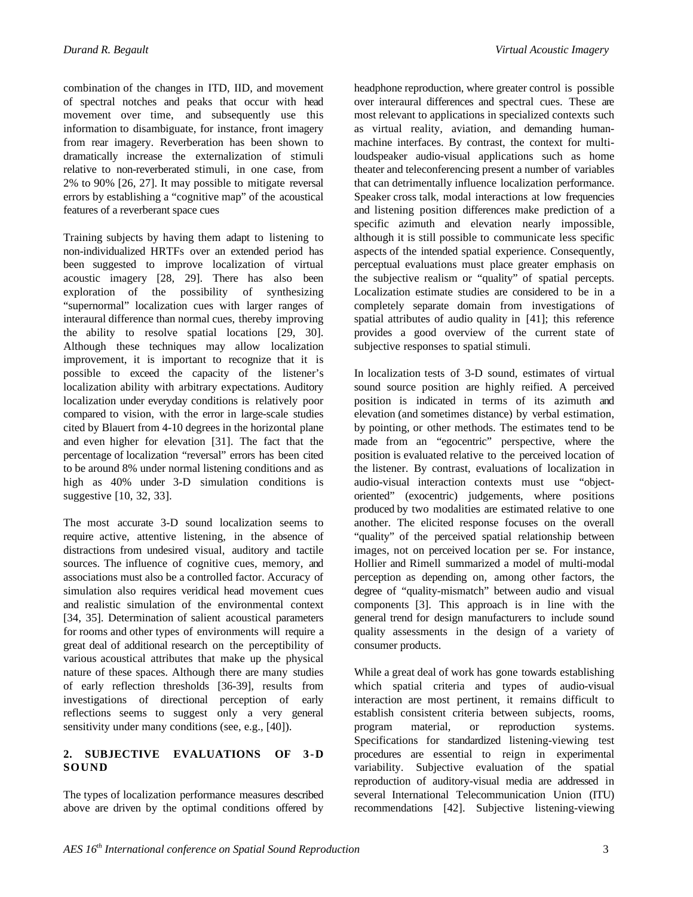combination of the changes in ITD, IID, and movement of spectral notches and peaks that occur with head movement over time, and subsequently use this information to disambiguate, for instance, front imagery from rear imagery. Reverberation has been shown to dramatically increase the externalization of stimuli relative to non-reverberated stimuli, in one case, from 2% to 90% [26, 27]. It may possible to mitigate reversal errors by establishing a "cognitive map" of the acoustical features of a reverberant space cues

Training subjects by having them adapt to listening to non-individualized HRTFs over an extended period has been suggested to improve localization of virtual acoustic imagery [28, 29]. There has also been exploration of the possibility of synthesizing "supernormal" localization cues with larger ranges of interaural difference than normal cues, thereby improving the ability to resolve spatial locations [29, 30]. Although these techniques may allow localization improvement, it is important to recognize that it is possible to exceed the capacity of the listener's localization ability with arbitrary expectations. Auditory localization under everyday conditions is relatively poor compared to vision, with the error in large-scale studies cited by Blauert from 4-10 degrees in the horizontal plane and even higher for elevation [31]. The fact that the percentage of localization "reversal" errors has been cited to be around 8% under normal listening conditions and as high as 40% under 3-D simulation conditions is suggestive [10, 32, 33].

The most accurate 3-D sound localization seems to require active, attentive listening, in the absence of distractions from undesired visual, auditory and tactile sources. The influence of cognitive cues, memory, and associations must also be a controlled factor. Accuracy of simulation also requires veridical head movement cues and realistic simulation of the environmental context [34, 35]. Determination of salient acoustical parameters for rooms and other types of environments will require a great deal of additional research on the perceptibility of various acoustical attributes that make up the physical nature of these spaces. Although there are many studies of early reflection thresholds [36-39], results from investigations of directional perception of early reflections seems to suggest only a very general sensitivity under many conditions (see, e.g., [40]).

## 2. SUBJECTIVE EVALUATIONS OF 3-D SOUND

The types of localization performance measures described above are driven by the optimal conditions offered by headphone reproduction, where greater control is possible over interaural differences and spectral cues. These are most relevant to applications in specialized contexts such as virtual reality, aviation, and demanding human-machine interfaces. By contrast, the context for multi-loudspeaker audio-visual applications such as home theater and teleconferencing present a number of variables that can detrimentally influence localization performance. Speaker cross talk, modal interactions at low frequencies and listening position differences make prediction of a specific azimuth and elevation nearly impossible, although it is still possible to communicate less specific aspects of the intended spatial experience. Consequently, perceptual evaluations must place greater emphasis on the subjective realism or "quality" of spatial percepts. Localization estimate studies are considered to be in a completely separate domain from investigations of spatial attributes of audio quality in [41]; this reference provides a good overview of the current state of subjective responses to spatial stimuli.

In localization tests of 3-D sound, estimates of virtual sound source position are highly reified. A perceived position is indicated in terms of its azimuth and elevation (and sometimes distance) by verbal estimation, by pointing, or other methods. The estimates tend to be made from an "egocentric" perspective, where the position is evaluated relative to the perceived location of the listener. By contrast, evaluations of localization in audio-visual interaction contexts must use "object-oriented" (exocentric) judgements, where positions produced by two modalities are estimated relative to one another. The elicited response focuses on the overall "quality" of the perceived spatial relationship between images, not on perceived location per se. For instance, Hollier and Rimell summarized a model of multi-modal perception as depending on, among other factors, the degree of "quality-mismatch" between audio and visual components [3]. This approach is in line with the general trend for design manufacturers to include sound quality assessments in the design of a variety of consumer products.

While a great deal of work has gone towards establishing which spatial criteria and types of audio-visual interaction are most pertinent, it remains difficult to establish consistent criteria between subjects, rooms, program material, or reproduction systems. Specifications for standardized listening-viewing test procedures are essential to reign in experimental variability. Subjective evaluation of the spatial reproduction of auditory-visual media are addressed in several International Telecommunication Union (ITU) recommendations [42]. Subjective listening-viewing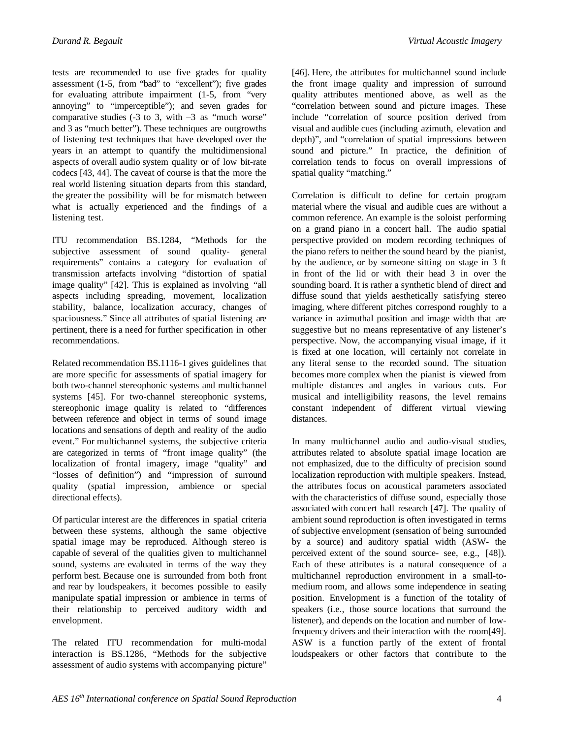tests are recommended to use five grades for quality assessment (1-5, from “bad” to “excellent”); five grades for evaluating attribute impairment (1-5, from “very annoying” to “imperceptible”); and seven grades for comparative studies (-3 to 3, with –3 as “much worse” and 3 as “much better”). These techniques are outgrowths of listening test techniques that have developed over the years in an attempt to quantify the multidimensional aspects of overall audio system quality or of low bit-rate codecs [43, 44]. The caveat of course is that the more the real world listening situation departs from this standard, the greater the possibility will be for mismatch between what is actually experienced and the findings of a listening test.

ITU recommendation BS.1284, “Methods for the subjective assessment of sound quality- general requirements” contains a category for evaluation of transmission artefacts involving “distortion of spatial image quality” [42]. This is explained as involving “all aspects including spreading, movement, localization stability, balance, localization accuracy, changes of spaciousness.” Since all attributes of spatial listening are pertinent, there is a need for further specification in other recommendations.

Related recommendation BS.1116-1 gives guidelines that are more specific for assessments of spatial imagery for both two-channel stereophonic systems and multichannel systems [45]. For two-channel stereophonic systems, stereophonic image quality is related to “differences between reference and object in terms of sound image locations and sensations of depth and reality of the audio event.” For multichannel systems, the subjective criteria are categorized in terms of “front image quality” (the localization of frontal imagery, image “quality” and “losses of definition”) and “impression of surround quality (spatial impression, ambience or special directional effects).

Of particular interest are the differences in spatial criteria between these systems, although the same objective spatial image may be reproduced. Although stereo is capable of several of the qualities given to multichannel sound, systems are evaluated in terms of the way they perform best. Because one is surrounded from both front and rear by loudspeakers, it becomes possible to easily manipulate spatial impression or ambience in terms of their relationship to perceived auditory width and envelopment.

The related ITU recommendation for multi-modal interaction is BS.1286, “Methods for the subjective assessment of audio systems with accompanying picture” [46]. Here, the attributes for multichannel sound include the front image quality and impression of surround quality attributes mentioned above, as well as the “correlation between sound and picture images. These include “correlation of source position derived from visual and audible cues (including azimuth, elevation and depth)”, and “correlation of spatial impressions between sound and picture.” In practice, the definition of correlation tends to focus on overall impressions of spatial quality “matching.”

Correlation is difficult to define for certain program material where the visual and audible cues are without a common reference. An example is the soloist performing on a grand piano in a concert hall. The audio spatial perspective provided on modern recording techniques of the piano refers to neither the sound heard by the pianist, by the audience, or by someone sitting on stage in 3 ft in front of the lid or with their head 3 in over the sounding board. It is rather a synthetic blend of direct and diffuse sound that yields aesthetically satisfying stereo imaging, where different pitches correspond roughly to a variance in azimuthal position and image width that are suggestive but no means representative of any listener’s perspective. Now, the accompanying visual image, if it is fixed at one location, will certainly not correlate in any literal sense to the recorded sound. The situation becomes more complex when the pianist is viewed from multiple distances and angles in various cuts. For musical and intelligibility reasons, the level remains constant independent of different virtual viewing distances.

In many multichannel audio and audio-visual studies, attributes related to absolute spatial image location are not emphasized, due to the difficulty of precision sound localization reproduction with multiple speakers. Instead, the attributes focus on acoustical parameters associated with the characteristics of diffuse sound, especially those associated with concert hall research [47]. The quality of ambient sound reproduction is often investigated in terms of subjective envelopment (sensation of being surrounded by a source) and auditory spatial width (ASW- the perceived extent of the sound source- see, e.g., [48]). Each of these attributes is a natural consequence of a multichannel reproduction environment in a small-to-medium room, and allows some independence in seating position. Envelopment is a function of the totality of speakers (i.e., those source locations that surround the listener), and depends on the location and number of low-frequency drivers and their interaction with the room[49]. ASW is a function partly of the extent of frontal loudspeakers or other factors that contribute to the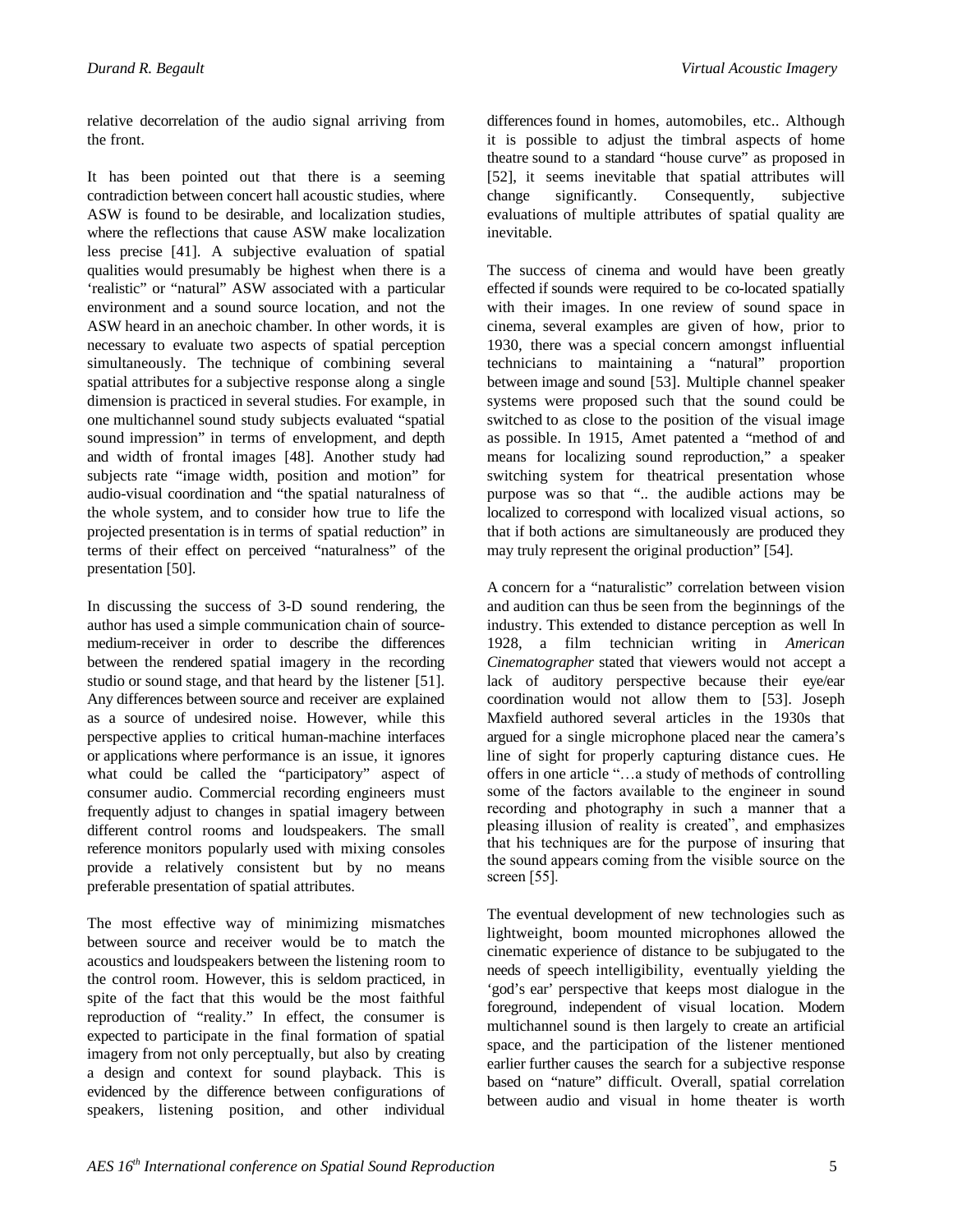relative decorrelation of the audio signal arriving from the front.

It has been pointed out that there is a seeming contradiction between concert hall acoustic studies, where ASW is found to be desirable, and localization studies, where the reflections that cause ASW make localization less precise [41]. A subjective evaluation of spatial qualities would presumably be highest when there is a 'realistic" or "natural" ASW associated with a particular environment and a sound source location, and not the ASW heard in an anechoic chamber. In other words, it is necessary to evaluate two aspects of spatial perception simultaneously. The technique of combining several spatial attributes for a subjective response along a single dimension is practiced in several studies. For example, in one multichannel sound study subjects evaluated "spatial sound impression" in terms of envelopment, and depth and width of frontal images [48]. Another study had subjects rate "image width, position and motion" for audio-visual coordination and "the spatial naturalness of the whole system, and to consider how true to life the projected presentation is in terms of spatial reduction" in terms of their effect on perceived "naturalness" of the presentation [50].

In discussing the success of 3-D sound rendering, the author has used a simple communication chain of source-medium-receiver in order to describe the differences between the rendered spatial imagery in the recording studio or sound stage, and that heard by the listener [51]. Any differences between source and receiver are explained as a source of undesired noise. However, while this perspective applies to critical human-machine interfaces or applications where performance is an issue, it ignores what could be called the "participatory" aspect of consumer audio. Commercial recording engineers must frequently adjust to changes in spatial imagery between different control rooms and loudspeakers. The small reference monitors popularly used with mixing consoles provide a relatively consistent but by no means preferable presentation of spatial attributes.

The most effective way of minimizing mismatches between source and receiver would be to match the acoustics and loudspeakers between the listening room to the control room. However, this is seldom practiced, in spite of the fact that this would be the most faithful reproduction of "reality." In effect, the consumer is expected to participate in the final formation of spatial imagery from not only perceptually, but also by creating a design and context for sound playback. This is evidenced by the difference between configurations of speakers, listening position, and other individual differences found in homes, automobiles, etc.. Although it is possible to adjust the timbral aspects of home theatre sound to a standard "house curve" as proposed in [52], it seems inevitable that spatial attributes will change significantly. Consequently, subjective evaluations of multiple attributes of spatial quality are inevitable.

The success of cinema and would have been greatly effected if sounds were required to be co-located spatially with their images. In one review of sound space in cinema, several examples are given of how, prior to 1930, there was a special concern amongst influential technicians to maintaining a "natural" proportion between image and sound [53]. Multiple channel speaker systems were proposed such that the sound could be switched to as close to the position of the visual image as possible. In 1915, Amet patented a "method of and means for localizing sound reproduction," a speaker switching system for theatrical presentation whose purpose was so that ".. the audible actions may be localized to correspond with localized visual actions, so that if both actions are simultaneously are produced they may truly represent the original production" [54].

A concern for a "naturalistic" correlation between vision and audition can thus be seen from the beginnings of the industry. This extended to distance perception as well In 1928, a film technician writing in *American Cinematographer* stated that viewers would not accept a lack of auditory perspective because their eye/ear coordination would not allow them to [53]. Joseph Maxfield authored several articles in the 1930s that argued for a single microphone placed near the camera's line of sight for properly capturing distance cues. He offers in one article "…a study of methods of controlling some of the factors available to the engineer in sound recording and photography in such a manner that a pleasing illusion of reality is created", and emphasizes that his techniques are for the purpose of insuring that the sound appears coming from the visible source on the screen [55].

The eventual development of new technologies such as lightweight, boom mounted microphones allowed the cinematic experience of distance to be subjugated to the needs of speech intelligibility, eventually yielding the 'god's ear' perspective that keeps most dialogue in the foreground, independent of visual location. Modern multichannel sound is then largely to create an artificial space, and the participation of the listener mentioned earlier further causes the search for a subjective response based on "nature" difficult. Overall, spatial correlation between audio and visual in home theater is worth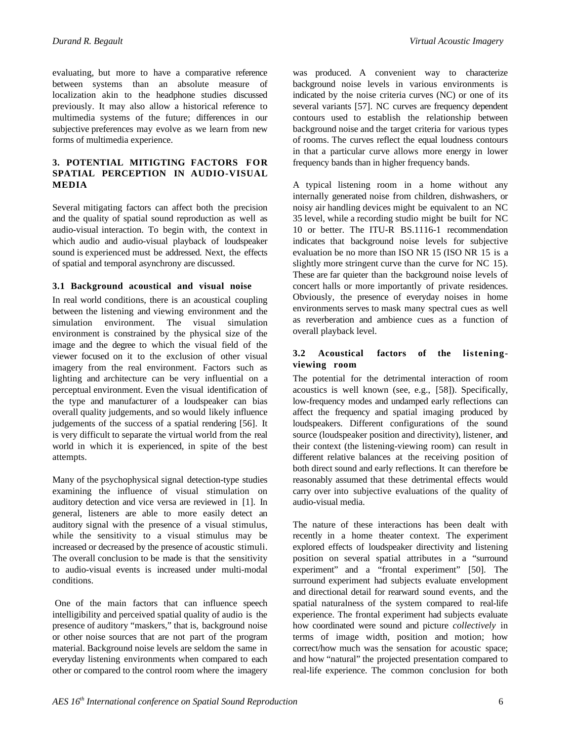evaluating, but more to have a comparative reference between systems than an absolute measure of localization akin to the headphone studies discussed previously. It may also allow a historical reference to multimedia systems of the future; differences in our subjective preferences may evolve as we learn from new forms of multimedia experience.

## 3. POTENTIAL MITIGTING FACTORS FOR SPATIAL PERCEPTION IN AUDIO-VISUAL MEDIA

Several mitigating factors can affect both the precision and the quality of spatial sound reproduction as well as audio-visual interaction. To begin with, the context in which audio and audio-visual playback of loudspeaker sound is experienced must be addressed. Next, the effects of spatial and temporal asynchrony are discussed.

### 3.1 Background acoustical and visual noise

In real world conditions, there is an acoustical coupling between the listening and viewing environment and the simulation environment. The visual simulation environment is constrained by the physical size of the image and the degree to which the visual field of the viewer focused on it to the exclusion of other visual imagery from the real environment. Factors such as lighting and architecture can be very influential on a perceptual environment. Even the visual identification of the type and manufacturer of a loudspeaker can bias overall quality judgements, and so would likely influence judgements of the success of a spatial rendering [56]. It is very difficult to separate the virtual world from the real world in which it is experienced, in spite of the best attempts.

Many of the psychophysical signal detection-type studies examining the influence of visual stimulation on auditory detection and vice versa are reviewed in [1]. In general, listeners are able to more easily detect an auditory signal with the presence of a visual stimulus, while the sensitivity to a visual stimulus may be increased or decreased by the presence of acoustic stimuli. The overall conclusion to be made is that the sensitivity to audio-visual events is increased under multi-modal conditions.

One of the main factors that can influence speech intelligibility and perceived spatial quality of audio is the presence of auditory "maskers," that is, background noise or other noise sources that are not part of the program material. Background noise levels are seldom the same in everyday listening environments when compared to each other or compared to the control room where the imagery was produced. A convenient way to characterize background noise levels in various environments is indicated by the noise criteria curves (NC) or one of its several variants [57]. NC curves are frequency dependent contours used to establish the relationship between background noise and the target criteria for various types of rooms. The curves reflect the equal loudness contours in that a particular curve allows more energy in lower frequency bands than in higher frequency bands.

A typical listening room in a home without any internally generated noise from children, dishwashers, or noisy air handling devices might be equivalent to an NC 35 level, while a recording studio might be built for NC 10 or better. The ITU-R BS.1116-1 recommendation indicates that background noise levels for subjective evaluation be no more than ISO NR 15 (ISO NR 15 is a slightly more stringent curve than the curve for NC 15). These are far quieter than the background noise levels of concert halls or more importantly of private residences. Obviously, the presence of everyday noises in home environments serves to mask many spectral cues as well as reverberation and ambience cues as a function of overall playback level.

### 3.2 Acoustical factors of the listening-viewing room

The potential for the detrimental interaction of room acoustics is well known (see, e.g., [58]). Specifically, low-frequency modes and undamped early reflections can affect the frequency and spatial imaging produced by loudspeakers. Different configurations of the sound source (loudspeaker position and directivity), listener, and their context (the listening-viewing room) can result in different relative balances at the receiving position of both direct sound and early reflections. It can therefore be reasonably assumed that these detrimental effects would carry over into subjective evaluations of the quality of audio-visual media.

The nature of these interactions has been dealt with recently in a home theater context. The experiment explored effects of loudspeaker directivity and listening position on several spatial attributes in a "surround experiment" and a "frontal experiment" [50]. The surround experiment had subjects evaluate envelopment and directional detail for rearward sound events, and the spatial naturalness of the system compared to real-life experience. The frontal experiment had subjects evaluate how coordinated were sound and picture *collectively* in terms of image width, position and motion; how correct/how much was the sensation for acoustic space; and how "natural" the projected presentation compared to real-life experience. The common conclusion for both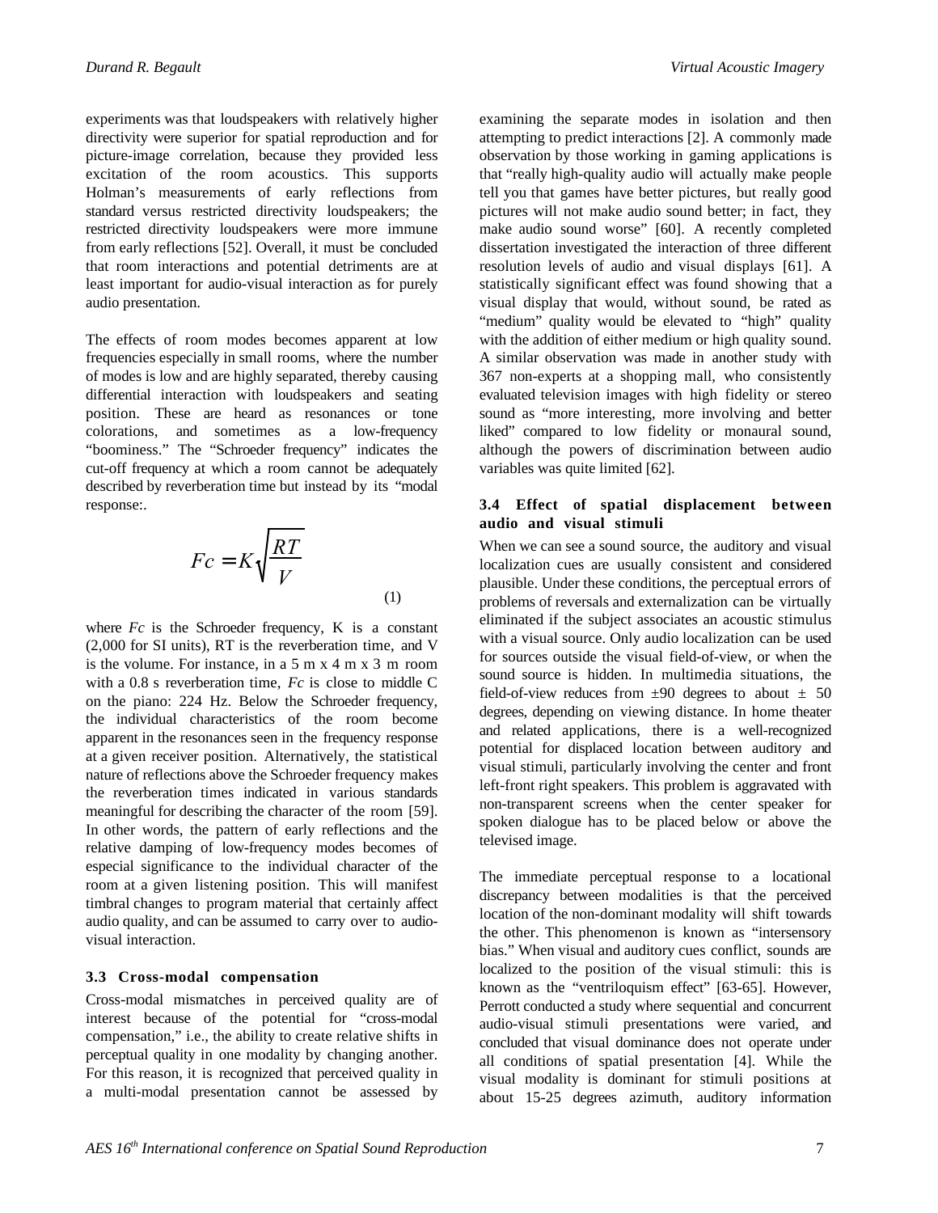experiments was that loudspeakers with relatively higher directivity were superior for spatial reproduction and for picture-image correlation, because they provided less excitation of the room acoustics. This supports Holman's measurements of early reflections from standard versus restricted directivity loudspeakers; the restricted directivity loudspeakers were more immune from early reflections [52]. Overall, it must be concluded that room interactions and potential detriments are at least important for audio-visual interaction as for purely audio presentation.

The effects of room modes becomes apparent at low frequencies especially in small rooms, where the number of modes is low and are highly separated, thereby causing differential interaction with loudspeakers and seating position. These are heard as resonances or tone colorations, and sometimes as a low-frequency "boominess." The "Schroeder frequency" indicates the cut-off frequency at which a room cannot be adequately described by reverberation time but instead by its "modal response:.

$$Fc = K\sqrt{\frac{RT}{V}} \tag{1}$$

where $Fc$ is the Schroeder frequency, K is a constant (2,000 for SI units), RT is the reverberation time, and V is the volume. For instance, in a 5 m x 4 m x 3 m room with a 0.8 s reverberation time, $Fc$ is close to middle C on the piano: 224 Hz. Below the Schroeder frequency, the individual characteristics of the room become apparent in the resonances seen in the frequency response at a given receiver position. Alternatively, the statistical nature of reflections above the Schroeder frequency makes the reverberation times indicated in various standards meaningful for describing the character of the room [59]. In other words, the pattern of early reflections and the relative damping of low-frequency modes becomes of especial significance to the individual character of the room at a given listening position. This will manifest timbral changes to program material that certainly affect audio quality, and can be assumed to carry over to audio-visual interaction.

### 3.3 Cross-modal compensation

Cross-modal mismatches in perceived quality are of interest because of the potential for "cross-modal compensation," i.e., the ability to create relative shifts in perceptual quality in one modality by changing another. For this reason, it is recognized that perceived quality in a multi-modal presentation cannot be assessed by examining the separate modes in isolation and then attempting to predict interactions [2]. A commonly made observation by those working in gaming applications is that "really high-quality audio will actually make people tell you that games have better pictures, but really good pictures will not make audio sound better; in fact, they make audio sound worse" [60]. A recently completed dissertation investigated the interaction of three different resolution levels of audio and visual displays [61]. A statistically significant effect was found showing that a visual display that would, without sound, be rated as "medium" quality would be elevated to "high" quality with the addition of either medium or high quality sound. A similar observation was made in another study with 367 non-experts at a shopping mall, who consistently evaluated television images with high fidelity or stereo sound as "more interesting, more involving and better liked" compared to low fidelity or monaural sound, although the powers of discrimination between audio variables was quite limited [62].

### 3.4 Effect of spatial displacement between audio and visual stimuli

When we can see a sound source, the auditory and visual localization cues are usually consistent and considered plausible. Under these conditions, the perceptual errors of problems of reversals and externalization can be virtually eliminated if the subject associates an acoustic stimulus with a visual source. Only audio localization can be used for sources outside the visual field-of-view, or when the sound source is hidden. In multimedia situations, the field-of-view reduces from ±90 degrees to about ± 50 degrees, depending on viewing distance. In home theater and related applications, there is a well-recognized potential for displaced location between auditory and visual stimuli, particularly involving the center and front left-front right speakers. This problem is aggravated with non-transparent screens when the center speaker for spoken dialogue has to be placed below or above the televised image.

The immediate perceptual response to a locational discrepancy between modalities is that the perceived location of the non-dominant modality will shift towards the other. This phenomenon is known as "intersensory bias." When visual and auditory cues conflict, sounds are localized to the position of the visual stimuli: this is known as the "ventriloquism effect" [63-65]. However, Perrott conducted a study where sequential and concurrent audio-visual stimuli presentations were varied, and concluded that visual dominance does not operate under all conditions of spatial presentation [4]. While the visual modality is dominant for stimuli positions at about 15-25 degrees azimuth, auditory information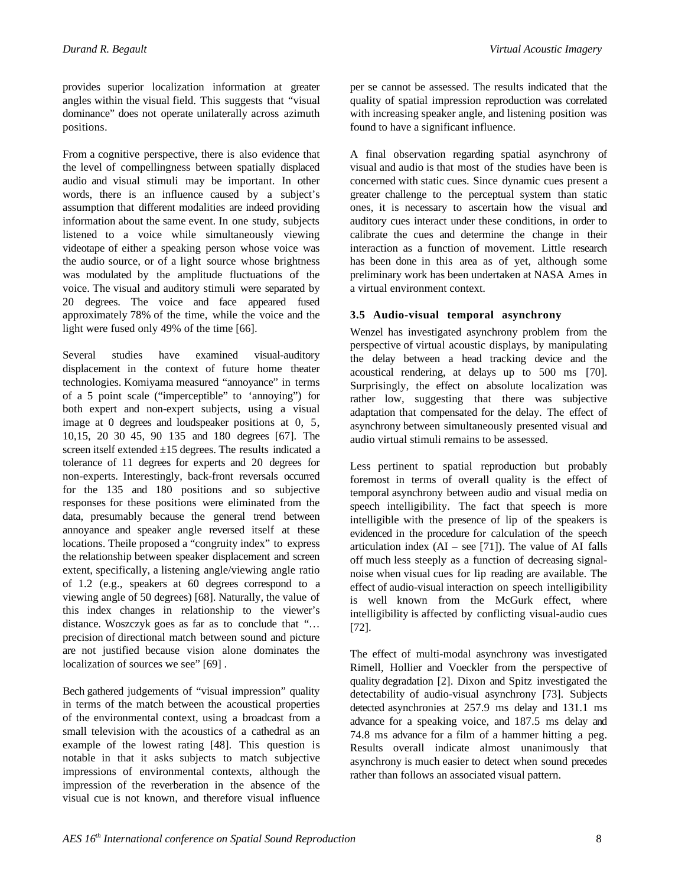provides superior localization information at greater angles within the visual field. This suggests that "visual dominance" does not operate unilaterally across azimuth positions.

From a cognitive perspective, there is also evidence that the level of compellingness between spatially displaced audio and visual stimuli may be important. In other words, there is an influence caused by a subject's assumption that different modalities are indeed providing information about the same event. In one study, subjects listened to a voice while simultaneously viewing videotape of either a speaking person whose voice was the audio source, or of a light source whose brightness was modulated by the amplitude fluctuations of the voice. The visual and auditory stimuli were separated by 20 degrees. The voice and face appeared fused approximately 78% of the time, while the voice and the light were fused only 49% of the time [66].

Several studies have examined visual-auditory displacement in the context of future home theater technologies. Komiyama measured "annoyance" in terms of a 5 point scale ("imperceptible" to 'annoying") for both expert and non-expert subjects, using a visual image at 0 degrees and loudspeaker positions at 0, 5, 10,15, 20 30 45, 90 135 and 180 degrees [67]. The screen itself extended ±15 degrees. The results indicated a tolerance of 11 degrees for experts and 20 degrees for non-experts. Interestingly, back-front reversals occurred for the 135 and 180 positions and so subjective responses for these positions were eliminated from the data, presumably because the general trend between annoyance and speaker angle reversed itself at these locations. Theile proposed a "congruity index" to express the relationship between speaker displacement and screen extent, specifically, a listening angle/viewing angle ratio of 1.2 (e.g., speakers at 60 degrees correspond to a viewing angle of 50 degrees) [68]. Naturally, the value of this index changes in relationship to the viewer's distance. Woszczyk goes as far as to conclude that "… precision of directional match between sound and picture are not justified because vision alone dominates the localization of sources we see" [69] .

Bech gathered judgements of "visual impression" quality in terms of the match between the acoustical properties of the environmental context, using a broadcast from a small television with the acoustics of a cathedral as an example of the lowest rating [48]. This question is notable in that it asks subjects to match subjective impressions of environmental contexts, although the impression of the reverberation in the absence of the visual cue is not known, and therefore visual influence per se cannot be assessed. The results indicated that the quality of spatial impression reproduction was correlated with increasing speaker angle, and listening position was found to have a significant influence.

A final observation regarding spatial asynchrony of visual and audio is that most of the studies have been is concerned with static cues. Since dynamic cues present a greater challenge to the perceptual system than static ones, it is necessary to ascertain how the visual and auditory cues interact under these conditions, in order to calibrate the cues and determine the change in their interaction as a function of movement. Little research has been done in this area as of yet, although some preliminary work has been undertaken at NASA Ames in a virtual environment context.

### 3.5 Audio-visual temporal asynchrony

Wenzel has investigated asynchrony problem from the perspective of virtual acoustic displays, by manipulating the delay between a head tracking device and the acoustical rendering, at delays up to 500 ms [70]. Surprisingly, the effect on absolute localization was rather low, suggesting that there was subjective adaptation that compensated for the delay. The effect of asynchrony between simultaneously presented visual and audio virtual stimuli remains to be assessed.

Less pertinent to spatial reproduction but probably foremost in terms of overall quality is the effect of temporal asynchrony between audio and visual media on speech intelligibility. The fact that speech is more intelligible with the presence of lip of the speakers is evidenced in the procedure for calculation of the speech articulation index (AI – see [71]). The value of AI falls off much less steeply as a function of decreasing signal-noise when visual cues for lip reading are available. The effect of audio-visual interaction on speech intelligibility is well known from the McGurk effect, where intelligibility is affected by conflicting visual-audio cues [72].

The effect of multi-modal asynchrony was investigated Rimell, Hollier and Voeckler from the perspective of quality degradation [2]. Dixon and Spitz investigated the detectability of audio-visual asynchrony [73]. Subjects detected asynchronies at 257.9 ms delay and 131.1 ms advance for a speaking voice, and 187.5 ms delay and 74.8 ms advance for a film of a hammer hitting a peg. Results overall indicate almost unanimously that asynchrony is much easier to detect when sound precedes rather than follows an associated visual pattern.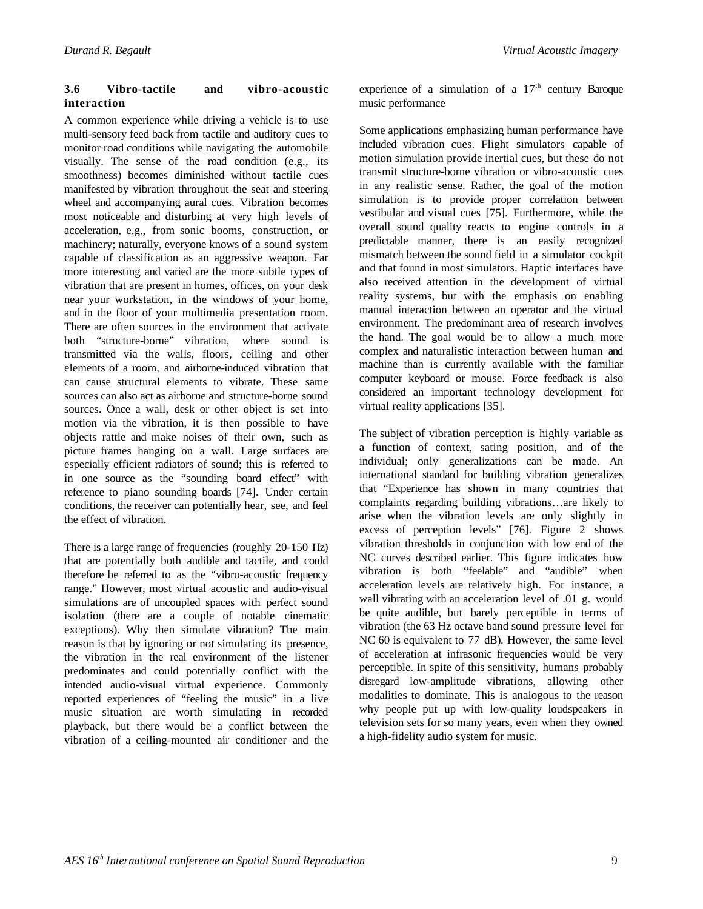### 3.6 Vibro-tactile and vibro-acoustic interaction

A common experience while driving a vehicle is to use multi-sensory feed back from tactile and auditory cues to monitor road conditions while navigating the automobile visually. The sense of the road condition (e.g., its smoothness) becomes diminished without tactile cues manifested by vibration throughout the seat and steering wheel and accompanying aural cues. Vibration becomes most noticeable and disturbing at very high levels of acceleration, e.g., from sonic booms, construction, or machinery; naturally, everyone knows of a sound system capable of classification as an aggressive weapon. Far more interesting and varied are the more subtle types of vibration that are present in homes, offices, on your desk near your workstation, in the windows of your home, and in the floor of your multimedia presentation room. There are often sources in the environment that activate both "structure-borne" vibration, where sound is transmitted via the walls, floors, ceiling and other elements of a room, and airborne-induced vibration that can cause structural elements to vibrate. These same sources can also act as airborne and structure-borne sound sources. Once a wall, desk or other object is set into motion via the vibration, it is then possible to have objects rattle and make noises of their own, such as picture frames hanging on a wall. Large surfaces are especially efficient radiators of sound; this is referred to in one source as the "sounding board effect" with reference to piano sounding boards [74]. Under certain conditions, the receiver can potentially hear, see, and feel the effect of vibration.

There is a large range of frequencies (roughly 20-150 Hz) that are potentially both audible and tactile, and could therefore be referred to as the "vibro-acoustic frequency range." However, most virtual acoustic and audio-visual simulations are of uncoupled spaces with perfect sound isolation (there are a couple of notable cinematic exceptions). Why then simulate vibration? The main reason is that by ignoring or not simulating its presence, the vibration in the real environment of the listener predominates and could potentially conflict with the intended audio-visual virtual experience. Commonly reported experiences of "feeling the music" in a live music situation are worth simulating in recorded playback, but there would be a conflict between the vibration of a ceiling-mounted air conditioner and the experience of a simulation of a 17th century Baroque music performance

Some applications emphasizing human performance have included vibration cues. Flight simulators capable of motion simulation provide inertial cues, but these do not transmit structure-borne vibration or vibro-acoustic cues in any realistic sense. Rather, the goal of the motion simulation is to provide proper correlation between vestibular and visual cues [75]. Furthermore, while the overall sound quality reacts to engine controls in a predictable manner, there is an easily recognized mismatch between the sound field in a simulator cockpit and that found in most simulators. Haptic interfaces have also received attention in the development of virtual reality systems, but with the emphasis on enabling manual interaction between an operator and the virtual environment. The predominant area of research involves the hand. The goal would be to allow a much more complex and naturalistic interaction between human and machine than is currently available with the familiar computer keyboard or mouse. Force feedback is also considered an important technology development for virtual reality applications [35].

The subject of vibration perception is highly variable as a function of context, sating position, and of the individual; only generalizations can be made. An international standard for building vibration generalizes that "Experience has shown in many countries that complaints regarding building vibrations…are likely to arise when the vibration levels are only slightly in excess of perception levels" [76]. Figure 2 shows vibration thresholds in conjunction with low end of the NC curves described earlier. This figure indicates how vibration is both "feelable" and "audible" when acceleration levels are relatively high. For instance, a wall vibrating with an acceleration level of .01 g. would be quite audible, but barely perceptible in terms of vibration (the 63 Hz octave band sound pressure level for NC 60 is equivalent to 77 dB). However, the same level of acceleration at infrasonic frequencies would be very perceptible. In spite of this sensitivity, humans probably disregard low-amplitude vibrations, allowing other modalities to dominate. This is analogous to the reason why people put up with low-quality loudspeakers in television sets for so many years, even when they owned a high-fidelity audio system for music.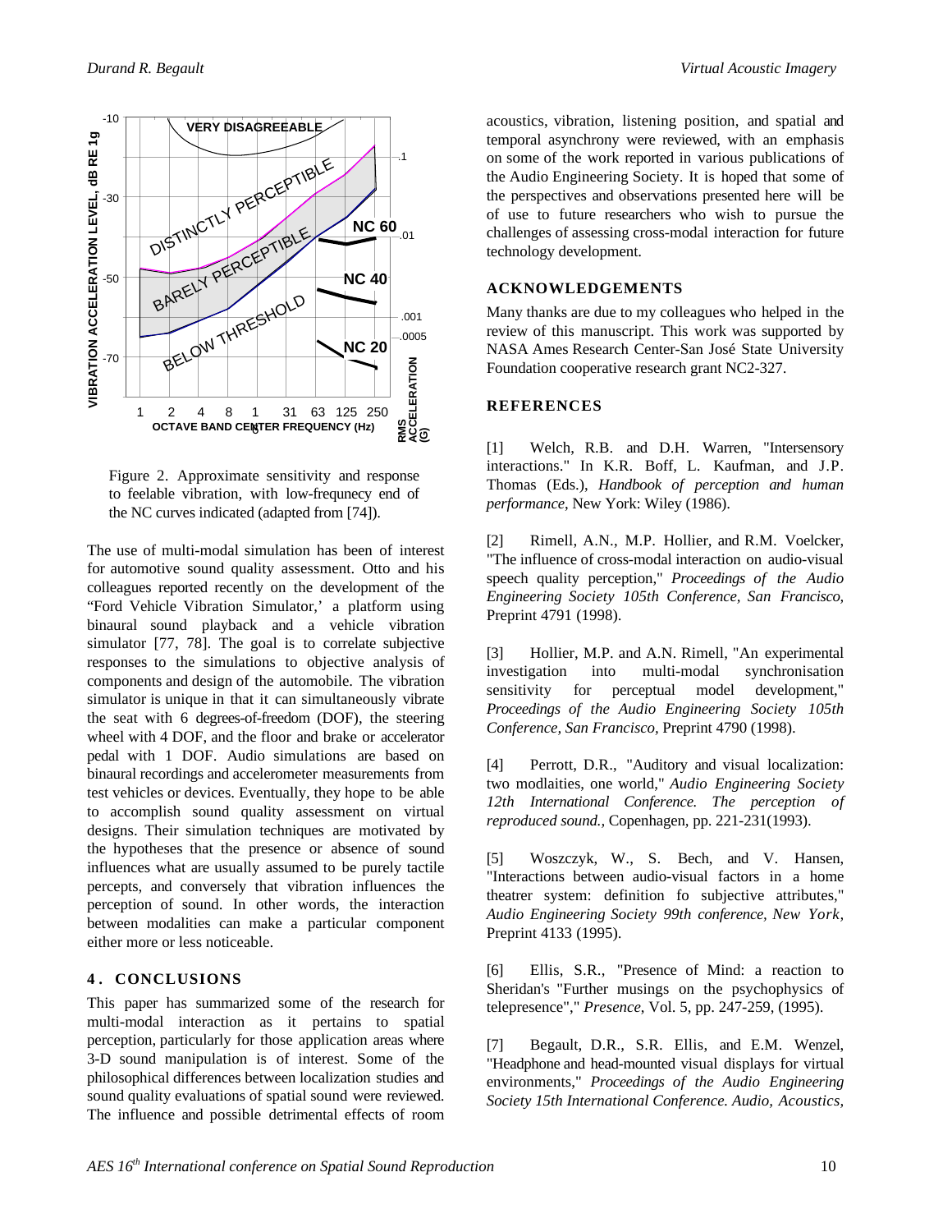Figure 2. Approximate sensitivity and response to feelable vibration, with low-frequnecy end of the NC curves indicated (adapted from [74]).

The use of multi-modal simulation has been of interest for automotive sound quality assessment. Otto and his colleagues reported recently on the development of the "Ford Vehicle Vibration Simulator,' a platform using binaural sound playback and a vehicle vibration simulator [77, 78]. The goal is to correlate subjective responses to the simulations to objective analysis of components and design of the automobile. The vibration simulator is unique in that it can simultaneously vibrate the seat with 6 degrees-of-freedom (DOF), the steering wheel with 4 DOF, and the floor and brake or accelerator pedal with 1 DOF. Audio simulations are based on binaural recordings and accelerometer measurements from test vehicles or devices. Eventually, they hope to be able to accomplish sound quality assessment on virtual designs. Their simulation techniques are motivated by the hypotheses that the presence or absence of sound influences what are usually assumed to be purely tactile percepts, and conversely that vibration influences the perception of sound. In other words, the interaction between modalities can make a particular component either more or less noticeable.

## 4. CONCLUSIONS

This paper has summarized some of the research for multi-modal interaction as it pertains to spatial perception, particularly for those application areas where 3-D sound manipulation is of interest. Some of the philosophical differences between localization studies and sound quality evaluations of spatial sound were reviewed. The influence and possible detrimental effects of room acoustics, vibration, listening position, and spatial and temporal asynchrony were reviewed, with an emphasis on some of the work reported in various publications of the Audio Engineering Society. It is hoped that some of the perspectives and observations presented here will be of use to future researchers who wish to pursue the challenges of assessing cross-modal interaction for future technology development.

## ACKNOWLEDGEMENTS

Many thanks are due to my colleagues who helped in the review of this manuscript. This work was supported by NASA Ames Research Center-San José State University Foundation cooperative research grant NC2-327.

## REFERENCES

[1] Welch, R.B. and D.H. Warren, "Intersensory interactions." In K.R. Boff, L. Kaufman, and J.P. Thomas (Eds.), *Handbook of perception and human performance*, New York: Wiley (1986).

[2] Rimell, A.N., M.P. Hollier, and R.M. Voelcker, "The influence of cross-modal interaction on audio-visual speech quality perception," *Proceedings of the Audio Engineering Society 105th Conference, San Francisco,* Preprint 4791 (1998).

[3] Hollier, M.P. and A.N. Rimell, "An experimental investigation into multi-modal synchronisation sensitivity for perceptual model development," *Proceedings of the Audio Engineering Society 105th Conference, San Francisco*, Preprint 4790 (1998).

[4] Perrott, D.R., "Auditory and visual localization: two modlaities, one world," *Audio Engineering Society 12th International Conference. The perception of reproduced sound.,* Copenhagen, pp. 221-231(1993).

[5] Woszczyk, W., S. Bech, and V. Hansen, "Interactions between audio-visual factors in a home theatrer system: definition fo subjective attributes," *Audio Engineering Society 99th conference, New York*, Preprint 4133 (1995).

[6] Ellis, S.R., "Presence of Mind: a reaction to Sheridan's "Further musings on the psychophysics of telepresence"," *Presence*, Vol. 5, pp. 247-259, (1995).

[7] Begault, D.R., S.R. Ellis, and E.M. Wenzel, "Headphone and head-mounted visual displays for virtual environments," *Proceedings of the Audio Engineering Society 15th International Conference. Audio, Acoustics,*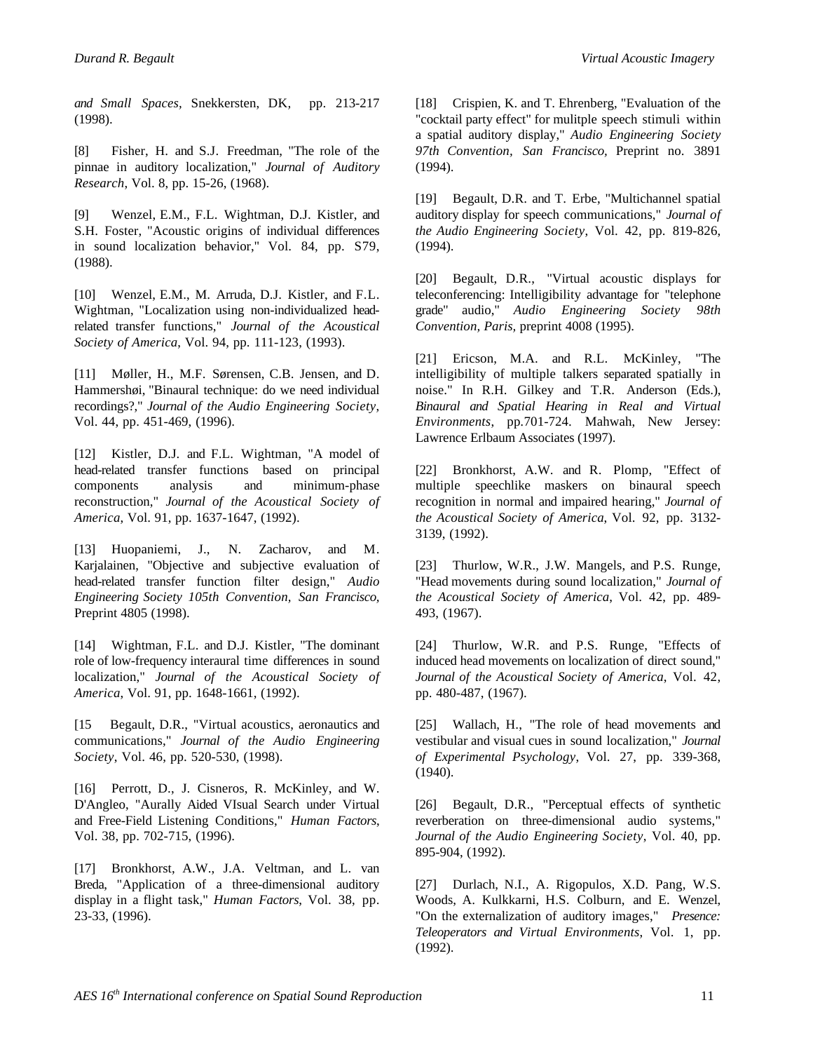*and Small Spaces*, Snekkersten, DK, pp. 213-217 (1998).

[8] Fisher, H. and S.J. Freedman, "The role of the pinnae in auditory localization," *Journal of Auditory Research*, Vol. 8, pp. 15-26, (1968).

[9] Wenzel, E.M., F.L. Wightman, D.J. Kistler, and S.H. Foster, "Acoustic origins of individual differences in sound localization behavior," Vol. 84, pp. S79, (1988).

[10] Wenzel, E.M., M. Arruda, D.J. Kistler, and F.L. Wightman, "Localization using non-individualized head-related transfer functions," *Journal of the Acoustical Society of America*, Vol. 94, pp. 111-123, (1993).

[11] Møller, H., M.F. Sørensen, C.B. Jensen, and D. Hammershøi, "Binaural technique: do we need individual recordings?," *Journal of the Audio Engineering Society*, Vol. 44, pp. 451-469, (1996).

[12] Kistler, D.J. and F.L. Wightman, "A model of head-related transfer functions based on principal components analysis and minimum-phase reconstruction," *Journal of the Acoustical Society of America*, Vol. 91, pp. 1637-1647, (1992).

[13] Huopaniemi, J., N. Zacharov, and M. Karjalainen, "Objective and subjective evaluation of head-related transfer function filter design," *Audio Engineering Society 105th Convention, San Francisco*, Preprint 4805 (1998).

[14] Wightman, F.L. and D.J. Kistler, "The dominant role of low-frequency interaural time differences in sound localization," *Journal of the Acoustical Society of America*, Vol. 91, pp. 1648-1661, (1992).

[15 Begault, D.R., "Virtual acoustics, aeronautics and communications," *Journal of the Audio Engineering Society*, Vol. 46, pp. 520-530, (1998).

[16] Perrott, D., J. Cisneros, R. McKinley, and W. D'Angleo, "Aurally Aided VIsual Search under Virtual and Free-Field Listening Conditions," *Human Factors*, Vol. 38, pp. 702-715, (1996).

[17] Bronkhorst, A.W., J.A. Veltman, and L. van Breda, "Application of a three-dimensional auditory display in a flight task," *Human Factors*, Vol. 38, pp. 23-33, (1996).

[18] Crispien, K. and T. Ehrenberg, "Evaluation of the "cocktail party effect" for mulitple speech stimuli within a spatial auditory display," *Audio Engineering Society 97th Convention, San Francisco*, Preprint no. 3891 (1994).

[19] Begault, D.R. and T. Erbe, "Multichannel spatial auditory display for speech communications," *Journal of the Audio Engineering Society*, Vol. 42, pp. 819-826, (1994).

[20] Begault, D.R., "Virtual acoustic displays for teleconferencing: Intelligibility advantage for "telephone grade" audio," *Audio Engineering Society 98th Convention, Paris*, preprint 4008 (1995).

[21] Ericson, M.A. and R.L. McKinley, "The intelligibility of multiple talkers separated spatially in noise." In R.H. Gilkey and T.R. Anderson (Eds.), *Binaural and Spatial Hearing in Real and Virtual Environments*, pp.701-724. Mahwah, New Jersey: Lawrence Erlbaum Associates (1997).

[22] Bronkhorst, A.W. and R. Plomp, "Effect of multiple speechlike maskers on binaural speech recognition in normal and impaired hearing," *Journal of the Acoustical Society of America*, Vol. 92, pp. 3132-3139, (1992).

[23] Thurlow, W.R., J.W. Mangels, and P.S. Runge, "Head movements during sound localization," *Journal of the Acoustical Society of America*, Vol. 42, pp. 489-493, (1967).

[24] Thurlow, W.R. and P.S. Runge, "Effects of induced head movements on localization of direct sound," *Journal of the Acoustical Society of America*, Vol. 42, pp. 480-487, (1967).

[25] Wallach, H., "The role of head movements and vestibular and visual cues in sound localization," *Journal of Experimental Psychology*, Vol. 27, pp. 339-368, (1940).

[26] Begault, D.R., "Perceptual effects of synthetic reverberation on three-dimensional audio systems," *Journal of the Audio Engineering Society*, Vol. 40, pp. 895-904, (1992).

[27] Durlach, N.I., A. Rigopulos, X.D. Pang, W.S. Woods, A. Kulkkarni, H.S. Colburn, and E. Wenzel, "On the externalization of auditory images," *Presence: Teleoperators and Virtual Environments*, Vol. 1, pp. (1992).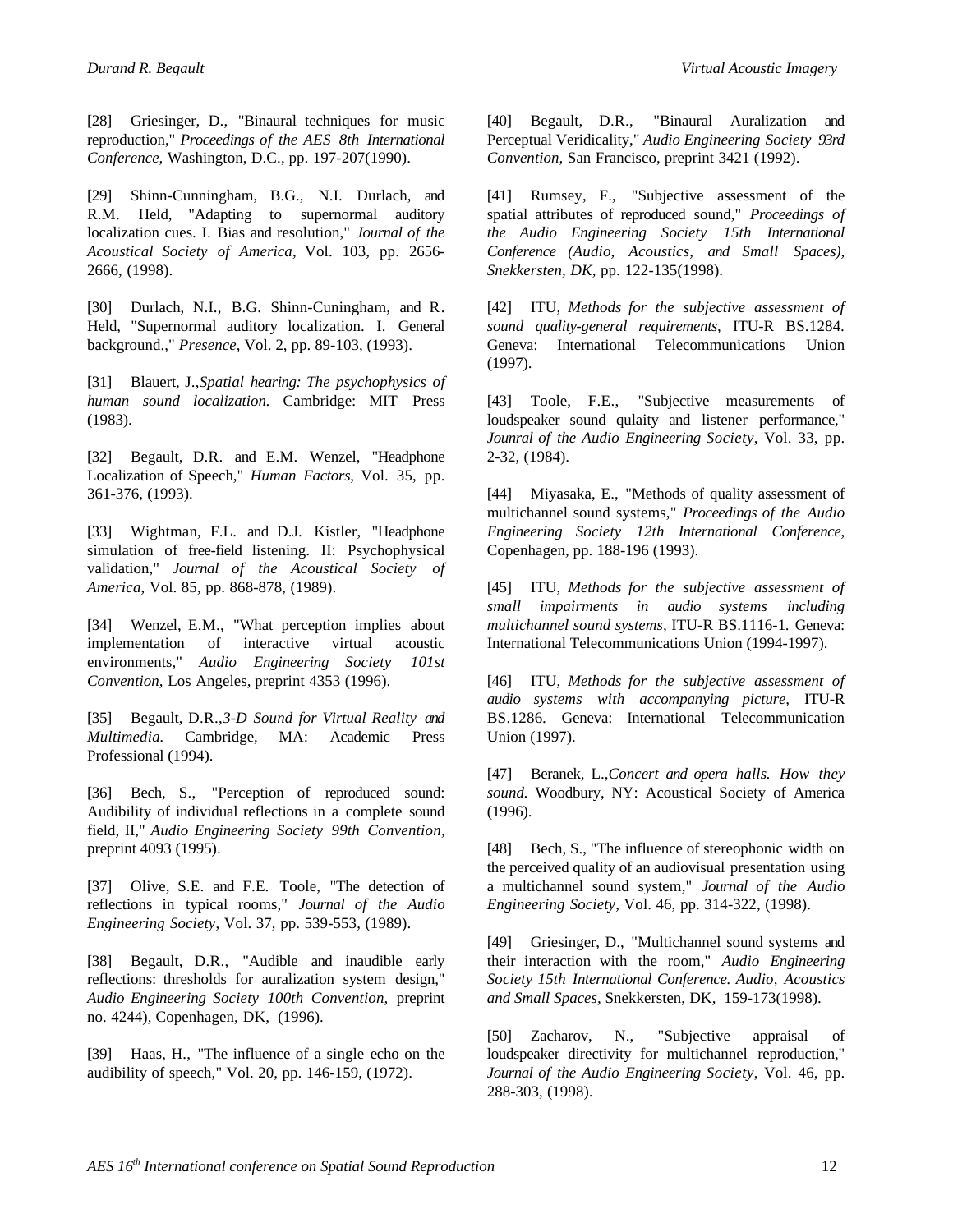[28] Griesinger, D., "Binaural techniques for music reproduction," *Proceedings of the AES 8th International Conference,* Washington, D.C., pp. 197-207(1990).

[29] Shinn-Cunningham, B.G., N.I. Durlach, and R.M. Held, "Adapting to supernormal auditory localization cues. I. Bias and resolution," *Journal of the Acoustical Society of America*, Vol. 103, pp. 2656-2666, (1998).

[30] Durlach, N.I., B.G. Shinn-Cuningham, and R. Held, "Supernormal auditory localization. I. General background.," *Presence*, Vol. 2, pp. 89-103, (1993).

[31] Blauert, J.,*Spatial hearing: The psychophysics of human sound localization.* Cambridge: MIT Press (1983).

[32] Begault, D.R. and E.M. Wenzel, "Headphone Localization of Speech," *Human Factors*, Vol. 35, pp. 361-376, (1993).

[33] Wightman, F.L. and D.J. Kistler, "Headphone simulation of free-field listening. II: Psychophysical validation," *Journal of the Acoustical Society of America*, Vol. 85, pp. 868-878, (1989).

[34] Wenzel, E.M., "What perception implies about implementation of interactive virtual acoustic environments," *Audio Engineering Society 101st Convention*, Los Angeles, preprint 4353 (1996).

[35] Begault, D.R.,*3-D Sound for Virtual Reality and Multimedia.* Cambridge, MA: Academic Press Professional (1994).

[36] Bech, S., "Perception of reproduced sound: Audibility of individual reflections in a complete sound field, II," *Audio Engineering Society 99th Convention*, preprint 4093 (1995).

[37] Olive, S.E. and F.E. Toole, "The detection of reflections in typical rooms," *Journal of the Audio Engineering Society*, Vol. 37, pp. 539-553, (1989).

[38] Begault, D.R., "Audible and inaudible early reflections: thresholds for auralization system design," *Audio Engineering Society 100th Convention,* preprint no. 4244), Copenhagen, DK, (1996).

[39] Haas, H., "The influence of a single echo on the audibility of speech," Vol. 20, pp. 146-159, (1972).

[40] Begault, D.R., "Binaural Auralization and Perceptual Veridicality," *Audio Engineering Society 93rd Convention*, San Francisco, preprint 3421 (1992).

[41] Rumsey, F., "Subjective assessment of the spatial attributes of reproduced sound," *Proceedings of the Audio Engineering Society 15th International Conference (Audio, Acoustics, and Small Spaces), Snekkersten, DK,* pp. 122-135(1998).

[42] ITU, *Methods for the subjective assessment of sound quality-general requirements,* ITU-R BS.1284. Geneva: International Telecommunications Union (1997).

[43] Toole, F.E., "Subjective measurements of loudspeaker sound qulaity and listener performance," *Jounral of the Audio Engineering Society*, Vol. 33, pp. 2-32, (1984).

[44] Miyasaka, E., "Methods of quality assessment of multichannel sound systems," *Proceedings of the Audio Engineering Society 12th International Conference,* Copenhagen, pp. 188-196 (1993).

[45] ITU, *Methods for the subjective assessment of small impairments in audio systems including multichannel sound systems*, ITU-R BS.1116-1. Geneva: International Telecommunications Union (1994-1997).

[46] ITU, *Methods for the subjective assessment of audio systems with accompanying picture,* ITU-R BS.1286. Geneva: International Telecommunication Union (1997).

[47] Beranek, L.,*Concert and opera halls. How they sound.* Woodbury, NY: Acoustical Society of America (1996).

[48] Bech, S., "The influence of stereophonic width on the perceived quality of an audiovisual presentation using a multichannel sound system," *Journal of the Audio Engineering Society*, Vol. 46, pp. 314-322, (1998).

[49] Griesinger, D., "Multichannel sound systems and their interaction with the room," *Audio Engineering Society 15th International Conference. Audio, Acoustics and Small Spaces*, Snekkersten, DK, 159-173(1998).

[50] Zacharov, N., "Subjective appraisal of loudspeaker directivity for multichannel reproduction," *Journal of the Audio Engineering Society*, Vol. 46, pp. 288-303, (1998).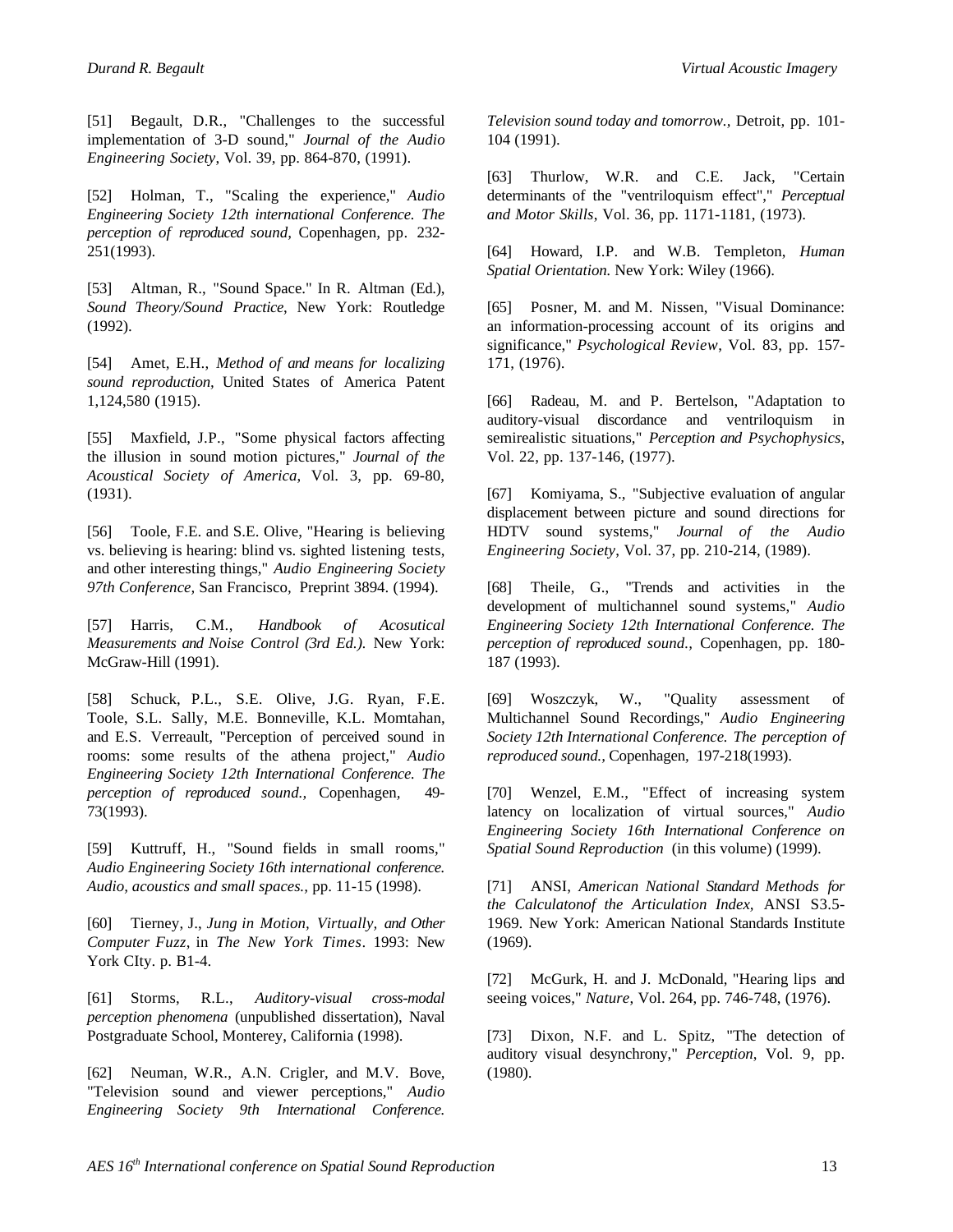[51] Begault, D.R., "Challenges to the successful implementation of 3-D sound," *Journal of the Audio Engineering Society*, Vol. 39, pp. 864-870, (1991).

[52] Holman, T., "Scaling the experience," *Audio Engineering Society 12th international Conference. The perception of reproduced sound,* Copenhagen, pp. 232-251(1993).

[53] Altman, R., "Sound Space." In R. Altman (Ed.), *Sound Theory/Sound Practice*, New York: Routledge (1992).

[54] Amet, E.H., *Method of and means for localizing sound reproduction,* United States of America Patent 1,124,580 (1915).

[55] Maxfield, J.P., "Some physical factors affecting the illusion in sound motion pictures," *Journal of the Acoustical Society of America*, Vol. 3, pp. 69-80, (1931).

[56] Toole, F.E. and S.E. Olive, "Hearing is believing vs. believing is hearing: blind vs. sighted listening tests, and other interesting things," *Audio Engineering Society 97th Conference,* San Francisco, Preprint 3894. (1994).

[57] Harris, C.M., *Handbook of Acosutical Measurements and Noise Control (3rd Ed.).* New York: McGraw-Hill (1991).

[58] Schuck, P.L., S.E. Olive, J.G. Ryan, F.E. Toole, S.L. Sally, M.E. Bonneville, K.L. Momtahan, and E.S. Verreault, "Perception of perceived sound in rooms: some results of the athena project," *Audio Engineering Society 12th International Conference. The perception of reproduced sound.,* Copenhagen, 49-73(1993).

[59] Kuttruff, H., "Sound fields in small rooms," *Audio Engineering Society 16th international conference. Audio, acoustics and small spaces.,* pp. 11-15 (1998).

[60] Tierney, J., *Jung in Motion, Virtually, and Other Computer Fuzz*, in *The New York Times*. 1993: New York CIty. p. B1-4.

[61] Storms, R.L., *Auditory-visual cross-modal perception phenomena* (unpublished dissertation), Naval Postgraduate School, Monterey, California (1998).

[62] Neuman, W.R., A.N. Crigler, and M.V. Bove, "Television sound and viewer perceptions," *Audio Engineering Society 9th International Conference. Television sound today and tomorrow.*, Detroit, pp. 101-104 (1991).

[63] Thurlow, W.R. and C.E. Jack, "Certain determinants of the "ventriloquism effect"," *Perceptual and Motor Skills*, Vol. 36, pp. 1171-1181, (1973).

[64] Howard, I.P. and W.B. Templeton, *Human Spatial Orientation.* New York: Wiley (1966).

[65] Posner, M. and M. Nissen, "Visual Dominance: an information-processing account of its origins and significance," *Psychological Review*, Vol. 83, pp. 157-171, (1976).

[66] Radeau, M. and P. Bertelson, "Adaptation to auditory-visual discordance and ventriloquism in semirealistic situations," *Perception and Psychophysics*, Vol. 22, pp. 137-146, (1977).

[67] Komiyama, S., "Subjective evaluation of angular displacement between picture and sound directions for HDTV sound systems," *Journal of the Audio Engineering Society*, Vol. 37, pp. 210-214, (1989).

[68] Theile, G., "Trends and activities in the development of multichannel sound systems," *Audio Engineering Society 12th International Conference. The perception of reproduced sound.,* Copenhagen, pp. 180-187 (1993).

[69] Woszczyk, W., "Quality assessment of Multichannel Sound Recordings," *Audio Engineering Society 12th International Conference. The perception of reproduced sound.*, Copenhagen, 197-218(1993).

[70] Wenzel, E.M., "Effect of increasing system latency on localization of virtual sources," *Audio Engineering Society 16th International Conference on Spatial Sound Reproduction* (in this volume) (1999).

[71] ANSI, *American National Standard Methods for the Calculatonof the Articulation Index,* ANSI S3.5-1969. New York: American National Standards Institute (1969).

[72] McGurk, H. and J. McDonald, "Hearing lips and seeing voices," *Nature*, Vol. 264, pp. 746-748, (1976).

[73] Dixon, N.F. and L. Spitz, "The detection of auditory visual desynchrony," *Perception*, Vol. 9, pp. (1980).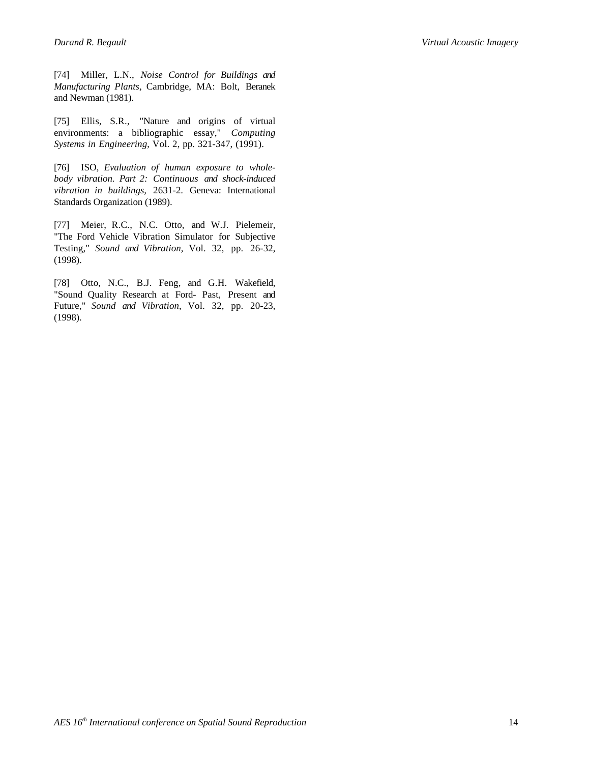[74] Miller, L.N., *Noise Control for Buildings and Manufacturing Plants*, Cambridge, MA: Bolt, Beranek and Newman (1981).

[75] Ellis, S.R., "Nature and origins of virtual environments: a bibliographic essay," *Computing Systems in Engineering*, Vol. 2, pp. 321-347, (1991).

[76] ISO, *Evaluation of human exposure to whole-body vibration. Part 2: Continuous and shock-induced vibration in buildings*, 2631-2. Geneva: International Standards Organization (1989).

[77] Meier, R.C., N.C. Otto, and W.J. Pielemeir, "The Ford Vehicle Vibration Simulator for Subjective Testing," *Sound and Vibration*, Vol. 32, pp. 26-32, (1998).

[78] Otto, N.C., B.J. Feng, and G.H. Wakefield, "Sound Quality Research at Ford- Past, Present and Future," *Sound and Vibration*, Vol. 32, pp. 20-23, (1998).